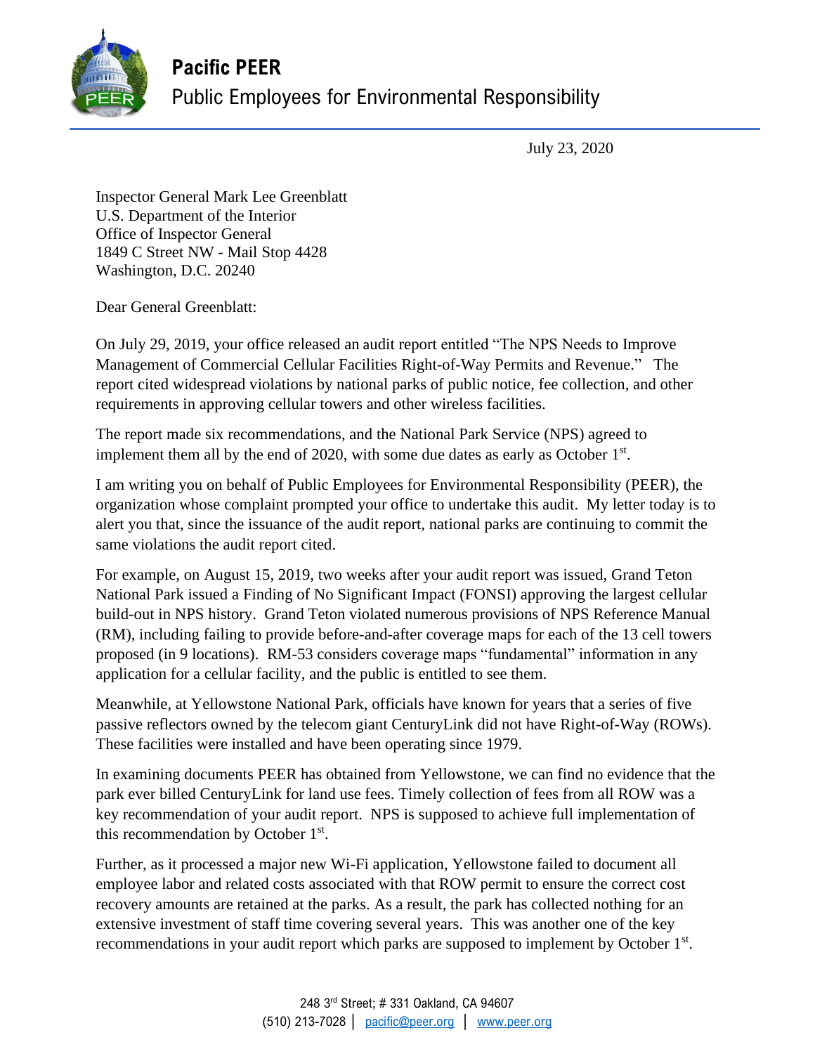# Pacific PEER

Public Employees for Environmental Responsibility

July 23, 2020

Inspector General Mark Lee Greenblatt
U.S. Department of the Interior
Office of Inspector General
1849 C Street NW - Mail Stop 4428
Washington, D.C. 20240

Dear General Greenblatt:

On July 29, 2019, your office released an audit report entitled "The NPS Needs to Improve Management of Commercial Cellular Facilities Right-of-Way Permits and Revenue." The report cited widespread violations by national parks of public notice, fee collection, and other requirements in approving cellular towers and other wireless facilities.

The report made six recommendations, and the National Park Service (NPS) agreed to implement them all by the end of 2020, with some due dates as early as October 1st.

I am writing you on behalf of Public Employees for Environmental Responsibility (PEER), the organization whose complaint prompted your office to undertake this audit. My letter today is to alert you that, since the issuance of the audit report, national parks are continuing to commit the same violations the audit report cited.

For example, on August 15, 2019, two weeks after your audit report was issued, Grand Teton National Park issued a Finding of No Significant Impact (FONSI) approving the largest cellular build-out in NPS history. Grand Teton violated numerous provisions of NPS Reference Manual (RM), including failing to provide before-and-after coverage maps for each of the 13 cell towers proposed (in 9 locations). RM-53 considers coverage maps "fundamental" information in any application for a cellular facility, and the public is entitled to see them.

Meanwhile, at Yellowstone National Park, officials have known for years that a series of five passive reflectors owned by the telecom giant CenturyLink did not have Right-of-Way (ROWs). These facilities were installed and have been operating since 1979.

In examining documents PEER has obtained from Yellowstone, we can find no evidence that the park ever billed CenturyLink for land use fees. Timely collection of fees from all ROW was a key recommendation of your audit report. NPS is supposed to achieve full implementation of this recommendation by October 1st.

Further, as it processed a major new Wi-Fi application, Yellowstone failed to document all employee labor and related costs associated with that ROW permit to ensure the correct cost recovery amounts are retained at the parks. As a result, the park has collected nothing for an extensive investment of staff time covering several years. This was another one of the key recommendations in your audit report which parks are supposed to implement by October 1st.

248 3rd Street; # 331 Oakland, CA 94607
(510) 213-7028 | pacific@peer.org | www.peer.org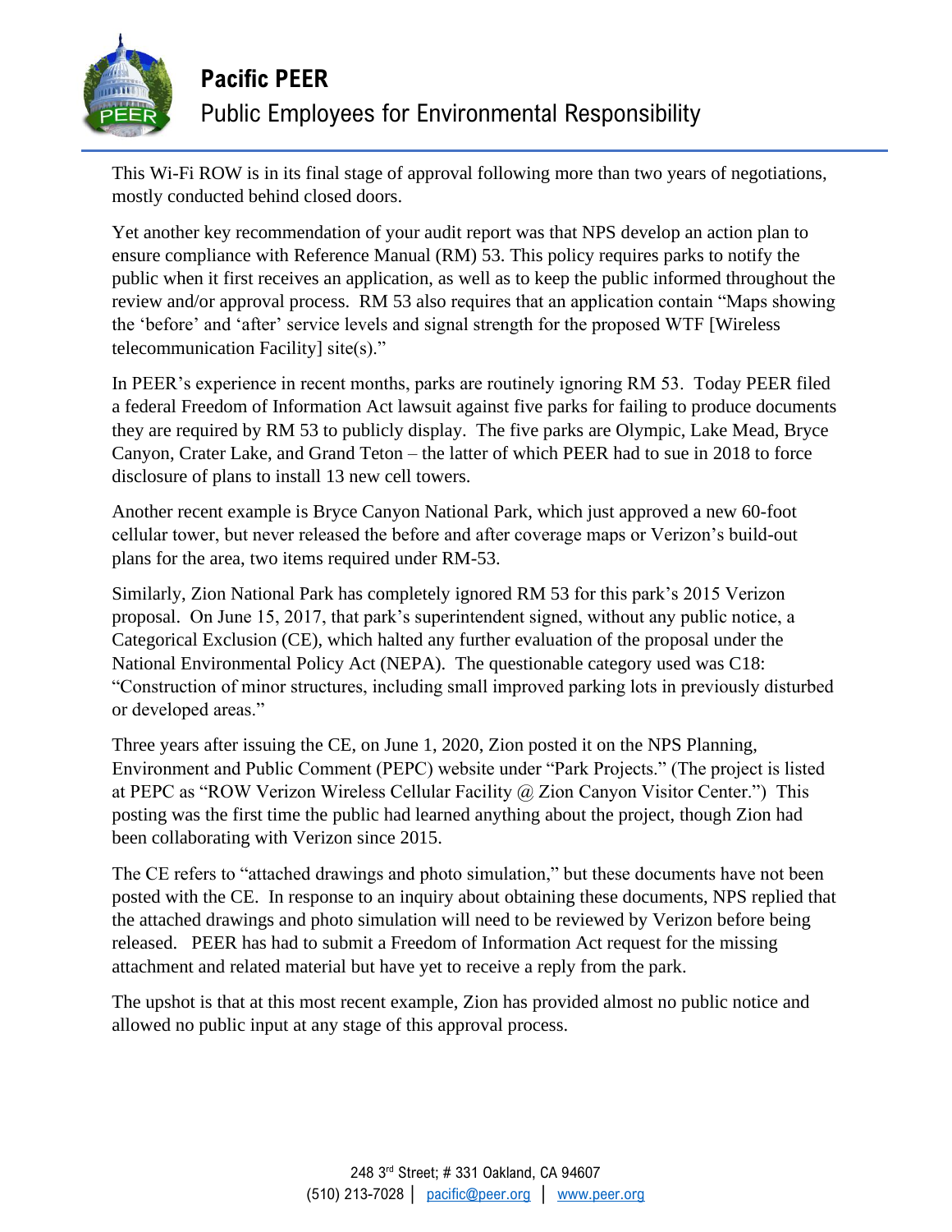This Wi-Fi ROW is in its final stage of approval following more than two years of negotiations, mostly conducted behind closed doors.

Yet another key recommendation of your audit report was that NPS develop an action plan to ensure compliance with Reference Manual (RM) 53. This policy requires parks to notify the public when it first receives an application, as well as to keep the public informed throughout the review and/or approval process. RM 53 also requires that an application contain "Maps showing the 'before' and 'after' service levels and signal strength for the proposed WTF [Wireless telecommunication Facility] site(s)."

In PEER's experience in recent months, parks are routinely ignoring RM 53. Today PEER filed a federal Freedom of Information Act lawsuit against five parks for failing to produce documents they are required by RM 53 to publicly display. The five parks are Olympic, Lake Mead, Bryce Canyon, Crater Lake, and Grand Teton – the latter of which PEER had to sue in 2018 to force disclosure of plans to install 13 new cell towers.

Another recent example is Bryce Canyon National Park, which just approved a new 60-foot cellular tower, but never released the before and after coverage maps or Verizon's build-out plans for the area, two items required under RM-53.

Similarly, Zion National Park has completely ignored RM 53 for this park's 2015 Verizon proposal. On June 15, 2017, that park's superintendent signed, without any public notice, a Categorical Exclusion (CE), which halted any further evaluation of the proposal under the National Environmental Policy Act (NEPA). The questionable category used was C18: "Construction of minor structures, including small improved parking lots in previously disturbed or developed areas."

Three years after issuing the CE, on June 1, 2020, Zion posted it on the NPS Planning, Environment and Public Comment (PEPC) website under "Park Projects." (The project is listed at PEPC as "ROW Verizon Wireless Cellular Facility @ Zion Canyon Visitor Center.") This posting was the first time the public had learned anything about the project, though Zion had been collaborating with Verizon since 2015.

The CE refers to "attached drawings and photo simulation," but these documents have not been posted with the CE. In response to an inquiry about obtaining these documents, NPS replied that the attached drawings and photo simulation will need to be reviewed by Verizon before being released. PEER has had to submit a Freedom of Information Act request for the missing attachment and related material but have yet to receive a reply from the park.

The upshot is that at this most recent example, Zion has provided almost no public notice and allowed no public input at any stage of this approval process.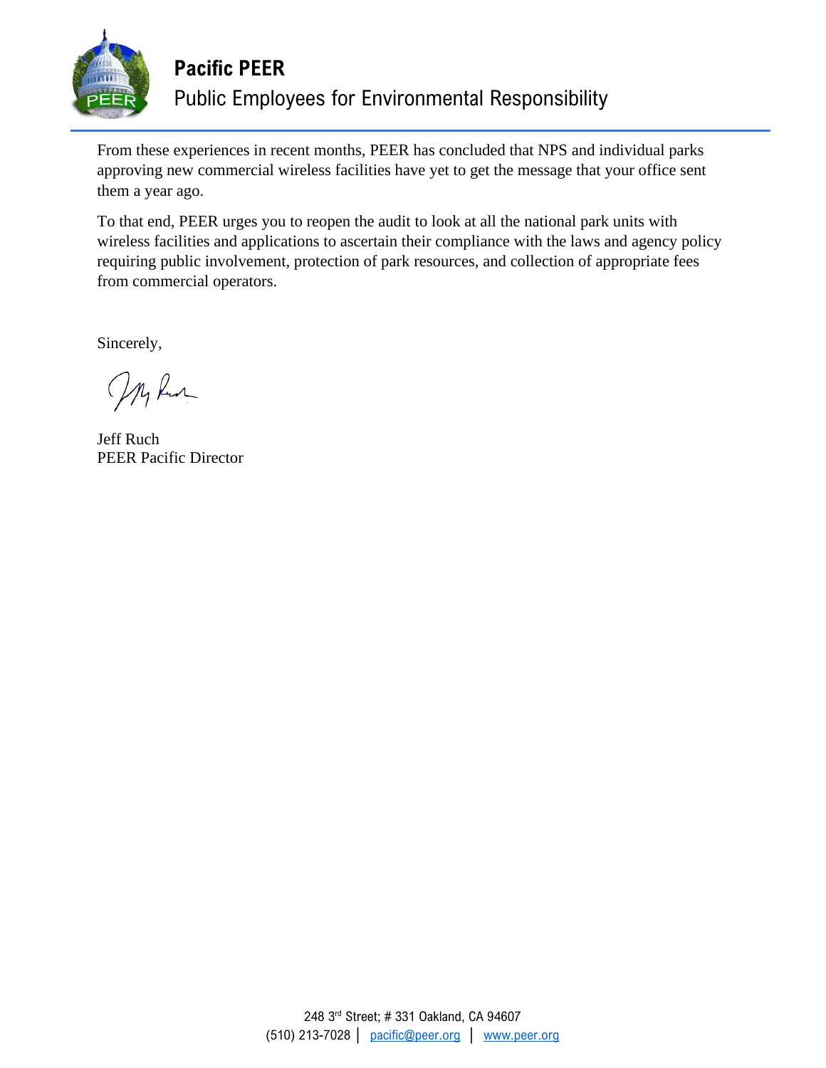From these experiences in recent months, PEER has concluded that NPS and individual parks approving new commercial wireless facilities have yet to get the message that your office sent them a year ago.

To that end, PEER urges you to reopen the audit to look at all the national park units with wireless facilities and applications to ascertain their compliance with the laws and agency policy requiring public involvement, protection of park resources, and collection of appropriate fees from commercial operators.

Sincerely,

Jeff Ruch
PEER Pacific Director